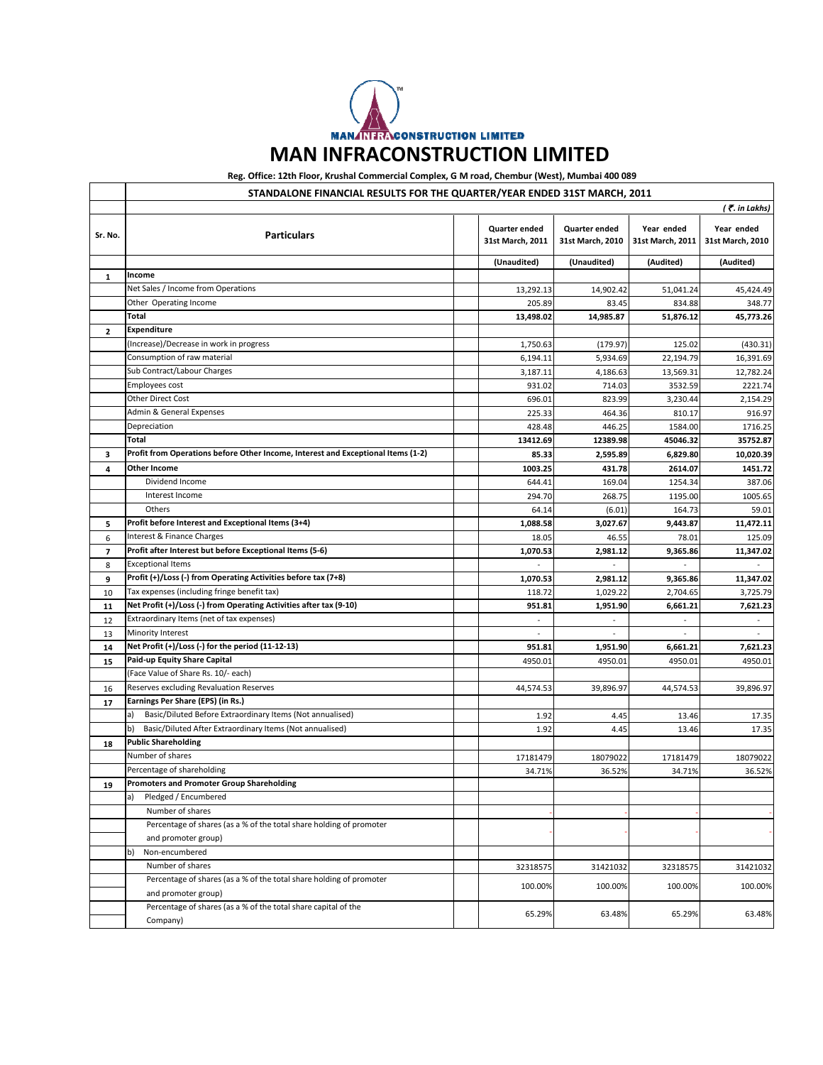# MAN INFRACONSTRUCTION LIMITED

**Reg. Office: 12th Floor, Krushal Commercial Complex, G M road, Chembur (West), Mumbai 400 089**

## STANDALONE FINANCIAL RESULTS FOR THE QUARTER/YEAR ENDED 31ST MARCH, 2011

*( ₹. in Lakhs)*

| Sr. No. | Particulars | Quarter ended 31st March, 2011 | Quarter ended 31st March, 2010 | Year ended 31st March, 2011 | Year ended 31st March, 2010 |
|---|---|---|---|---|---|
| | | (Unaudited) | (Unaudited) | (Audited) | (Audited) |
| 1 | **Income** | | | | |
| | Net Sales / Income from Operations | 13,292.13 | 14,902.42 | 51,041.24 | 45,424.49 |
| | Other Operating Income | 205.89 | 83.45 | 834.88 | 348.77 |
| | **Total** | **13,498.02** | **14,985.87** | **51,876.12** | **45,773.26** |
| 2 | **Expenditure** | | | | |
| | (Increase)/Decrease in work in progress | 1,750.63 | (179.97) | 125.02 | (430.31) |
| | Consumption of raw material | 6,194.11 | 5,934.69 | 22,194.79 | 16,391.69 |
| | Sub Contract/Labour Charges | 3,187.11 | 4,186.63 | 13,569.31 | 12,782.24 |
| | Employees cost | 931.02 | 714.03 | 3532.59 | 2221.74 |
| | Other Direct Cost | 696.01 | 823.99 | 3,230.44 | 2,154.29 |
| | Admin & General Expenses | 225.33 | 464.36 | 810.17 | 916.97 |
| | Depreciation | 428.48 | 446.25 | 1584.00 | 1716.25 |
| | **Total** | **13412.69** | **12389.98** | **45046.32** | **35752.87** |
| 3 | **Profit from Operations before Other Income, Interest and Exceptional Items (1-2)** | **85.33** | **2,595.89** | **6,829.80** | **10,020.39** |
| 4 | **Other Income** | **1003.25** | **431.78** | **2614.07** | **1451.72** |
| | Dividend Income | 644.41 | 169.04 | 1254.34 | 387.06 |
| | Interest Income | 294.70 | 268.75 | 1195.00 | 1005.65 |
| | Others | 64.14 | (6.01) | 164.73 | 59.01 |
| 5 | **Profit before Interest and Exceptional Items (3+4)** | **1,088.58** | **3,027.67** | **9,443.87** | **11,472.11** |
| 6 | Interest & Finance Charges | 18.05 | 46.55 | 78.01 | 125.09 |
| 7 | **Profit after Interest but before Exceptional Items (5-6)** | **1,070.53** | **2,981.12** | **9,365.86** | **11,347.02** |
| 8 | Exceptional Items | - | - | - | - |
| 9 | **Profit (+)/Loss (-) from Operating Activities before tax (7+8)** | **1,070.53** | **2,981.12** | **9,365.86** | **11,347.02** |
| 10 | Tax expenses (including fringe benefit tax) | 118.72 | 1,029.22 | 2,704.65 | 3,725.79 |
| 11 | **Net Profit (+)/Loss (-) from Operating Activities after tax (9-10)** | **951.81** | **1,951.90** | **6,661.21** | **7,621.23** |
| 12 | Extraordinary Items (net of tax expenses) | - | - | - | - |
| 13 | Minority Interest | - | - | - | - |
| 14 | **Net Profit (+)/Loss (-) for the period (11-12-13)** | **951.81** | **1,951.90** | **6,661.21** | **7,621.23** |
| 15 | **Paid-up Equity Share Capital** | 4950.01 | 4950.01 | 4950.01 | 4950.01 |
| | (Face Value of Share Rs. 10/- each) | | | | |
| 16 | Reserves excluding Revaluation Reserves | 44,574.53 | 39,896.97 | 44,574.53 | 39,896.97 |
| 17 | **Earnings Per Share (EPS) (in Rs.)** | | | | |
| | a) Basic/Diluted Before Extraordinary Items (Not annualised) | 1.92 | 4.45 | 13.46 | 17.35 |
| | b) Basic/Diluted After Extraordinary Items (Not annualised) | 1.92 | 4.45 | 13.46 | 17.35 |
| 18 | **Public Shareholding** | | | | |
| | Number of shares | 17181479 | 18079022 | 17181479 | 18079022 |
| | Percentage of shareholding | 34.71% | 36.52% | 34.71% | 36.52% |
| 19 | **Promoters and Promoter Group Shareholding** | | | | |
| | a) Pledged / Encumbered | | | | |
| | Number of shares | - | - | - | - |
| | Percentage of shares (as a % of the total share holding of promoter and promoter group) | - | - | - | - |
| | b) Non-encumbered | | | | |
| | Number of shares | 32318575 | 31421032 | 32318575 | 31421032 |
| | Percentage of shares (as a % of the total share holding of promoter and promoter group) | 100.00% | 100.00% | 100.00% | 100.00% |
| | Percentage of shares (as a % of the total share capital of the Company) | 65.29% | 63.48% | 65.29% | 63.48% |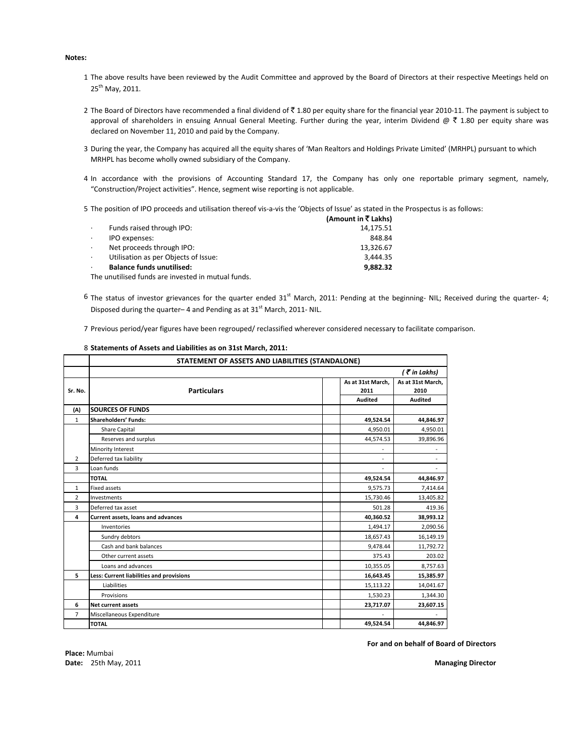**Notes:**

1 The above results have been reviewed by the Audit Committee and approved by the Board of Directors at their respective Meetings held on 25th May, 2011.

2 The Board of Directors have recommended a final dividend of ₹ 1.80 per equity share for the financial year 2010-11. The payment is subject to approval of shareholders in ensuing Annual General Meeting. Further during the year, interim Dividend @ ₹ 1.80 per equity share was declared on November 11, 2010 and paid by the Company.

3 During the year, the Company has acquired all the equity shares of 'Man Realtors and Holdings Private Limited' (MRHPL) pursuant to which MRHPL has become wholly owned subsidiary of the Company.

4 In accordance with the provisions of Accounting Standard 17, the Company has only one reportable primary segment, namely, "Construction/Project activities". Hence, segment wise reporting is not applicable.

5 The position of IPO proceeds and utilisation thereof vis-a-vis the 'Objects of Issue' as stated in the Prospectus is as follows:

| | (Amount in ₹ Lakhs) |
|---|---|
| · Funds raised through IPO: | 14,175.51 |
| · IPO expenses: | 848.84 |
| · Net proceeds through IPO: | 13,326.67 |
| · Utilisation as per Objects of Issue: | 3,444.35 |
| · **Balance funds unutilised:** | **9,882.32** |

The unutilised funds are invested in mutual funds.

6 The status of investor grievances for the quarter ended 31st March, 2011: Pending at the beginning- NIL; Received during the quarter- 4; Disposed during the quarter– 4 and Pending as at 31st March, 2011- NIL.

7 Previous period/year figures have been regrouped/ reclassified wherever considered necessary to facilitate comparison.

8 **Statements of Assets and Liabilities as on 31st March, 2011:**

| | STATEMENT OF ASSETS AND LIABILITIES (STANDALONE) | | | |
|---|---|---|---|---|
| | | | | *( ₹ in Lakhs)* |
| **Sr. No.** | **Particulars** | | **As at 31st March, 2011** | **As at 31st March, 2010** |
| | | | **Audited** | **Audited** |
| **(A)** | **SOURCES OF FUNDS** | | | |
| 1 | **Shareholders' Funds:** | | **49,524.54** | **44,846.97** |
| | Share Capital | | 4,950.01 | 4,950.01 |
| | Reserves and surplus | | 44,574.53 | 39,896.96 |
| | Minority Interest | | - | - |
| 2 | Deferred tax liability | | - | - |
| 3 | Loan funds | | - | - |
| | **TOTAL** | | **49,524.54** | **44,846.97** |
| 1 | Fixed assets | | 9,575.73 | 7,414.64 |
| 2 | Investments | | 15,730.46 | 13,405.82 |
| 3 | Deferred tax asset | | 501.28 | 419.36 |
| **4** | **Current assets, loans and advances** | | **40,360.52** | **38,993.12** |
| | Inventories | | 1,494.17 | 2,090.56 |
| | Sundry debtors | | 18,657.43 | 16,149.19 |
| | Cash and bank balances | | 9,478.44 | 11,792.72 |
| | Other current assets | | 375.43 | 203.02 |
| | Loans and advances | | 10,355.05 | 8,757.63 |
| **5** | **Less: Current liabilities and provisions** | | **16,643.45** | **15,385.97** |
| | Liabilities | | 15,113.22 | 14,041.67 |
| | Provisions | | 1,530.23 | 1,344.30 |
| **6** | **Net current assets** | | **23,717.07** | **23,607.15** |
| 7 | Miscellaneous Expenditure | | - | - |
| | **TOTAL** | | **49,524.54** | **44,846.97** |

**For and on behalf of Board of Directors**

**Place:** Mumbai
**Date:** 25th May, 2011

**Managing Director**